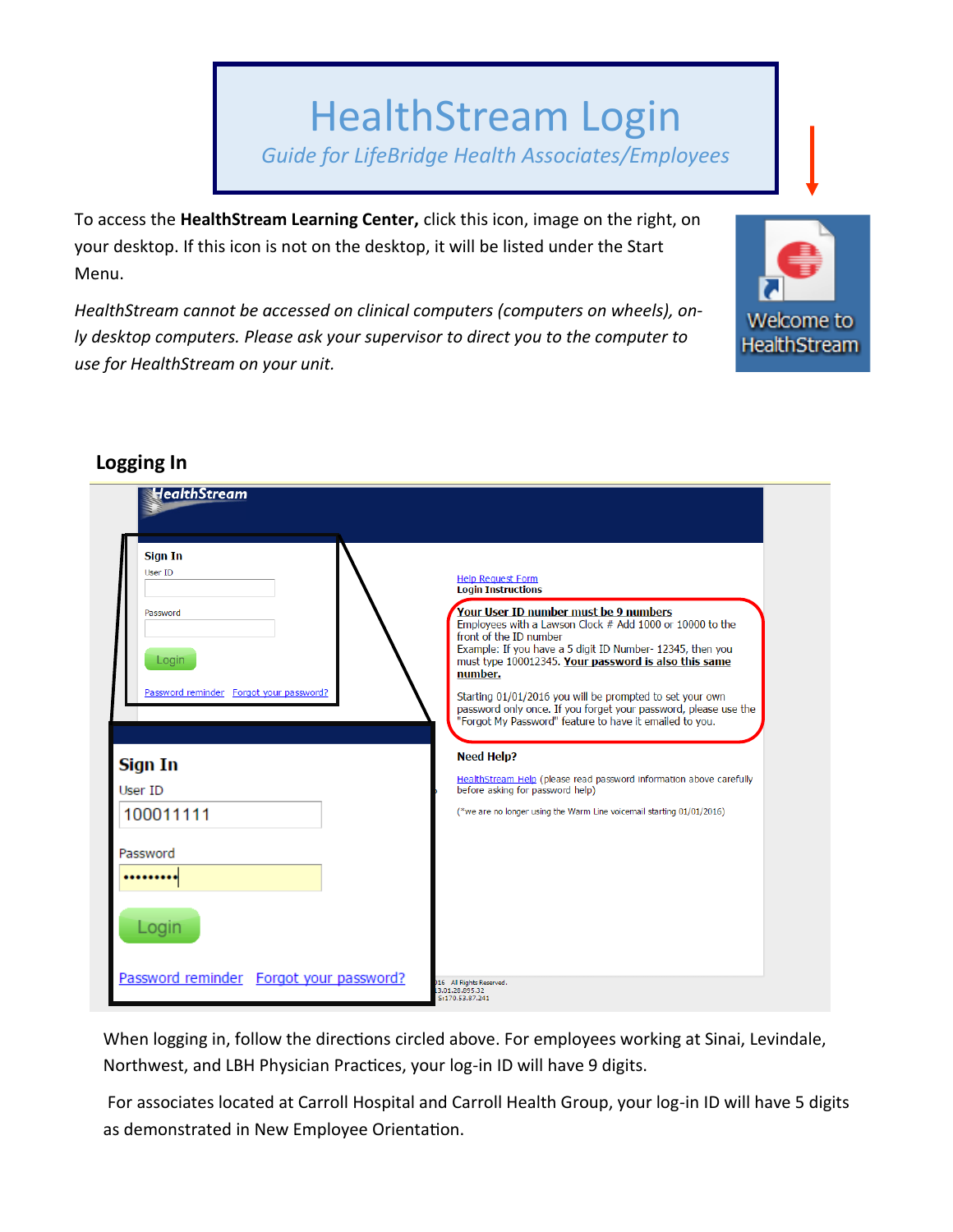# HealthStream Login

*Guide for LifeBridge Health Associates/Employees*

To access the **HealthStream Learning Center,** click this icon, image on the right, on your desktop. If this icon is not on the desktop, it will be listed under the Start Menu.

*HealthStream cannot be accessed on clinical computers (computers on wheels), only desktop computers. Please ask your supervisor to direct you to the computer to use for HealthStream on your unit.*

## Logging In

When logging in, follow the directions circled above. For employees working at Sinai, Levindale, Northwest, and LBH Physician Practices, your log-in ID will have 9 digits.

For associates located at Carroll Hospital and Carroll Health Group, your log-in ID will have 5 digits as demonstrated in New Employee Orientation.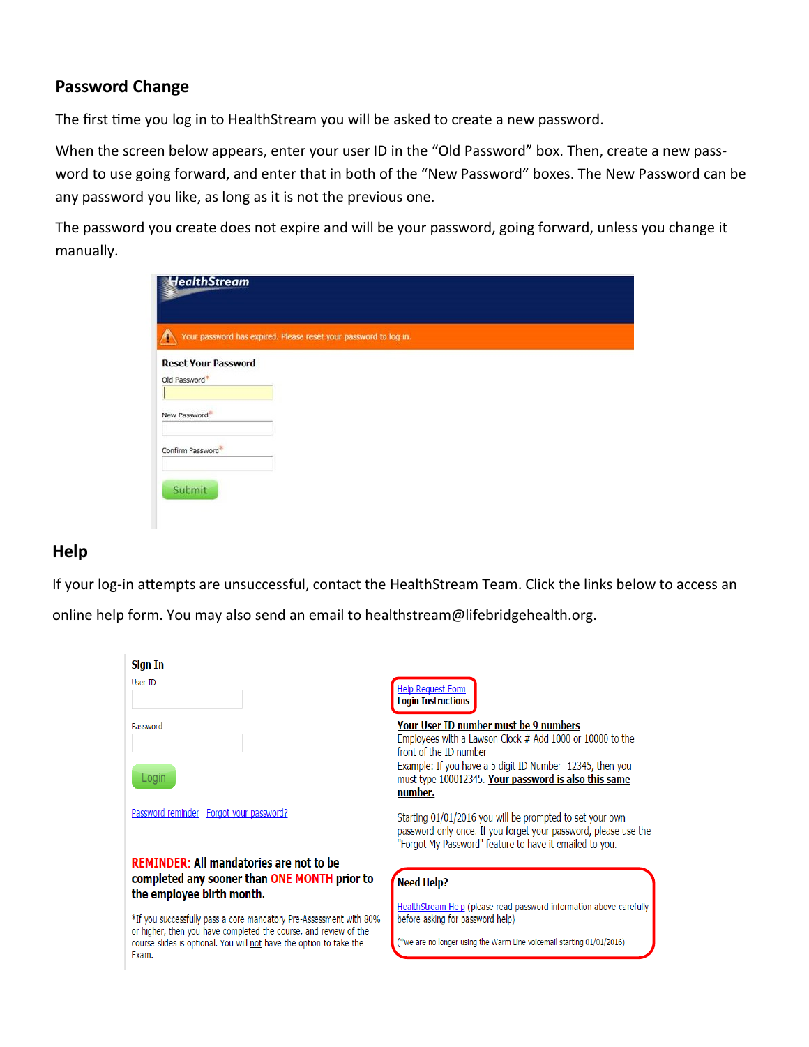## Password Change

The first time you log in to HealthStream you will be asked to create a new password.

When the screen below appears, enter your user ID in the "Old Password" box. Then, create a new password to use going forward, and enter that in both of the "New Password" boxes. The New Password can be any password you like, as long as it is not the previous one.

The password you create does not expire and will be your password, going forward, unless you change it manually.

HealthStream

Your password has expired. Please reset your password to log in.

**Reset Your Password**

Old Password*

New Password*

Confirm Password*

Submit

## Help

If your log-in attempts are unsuccessful, contact the HealthStream Team. Click the links below to access an online help form. You may also send an email to healthstream@lifebridgehealth.org.

**Sign In**

User ID

Password

Login

Password reminder  Forgot your password?

**REMINDER: All mandatories are not to be completed any sooner than ONE MONTH prior to the employee birth month.**

*If you successfully pass a core mandatory Pre-Assessment with 80% or higher, then you have completed the course, and review of the course slides is optional. You will not have the option to take the Exam.

Help Request Form
**Login Instructions**

**Your User ID number must be 9 numbers**
Employees with a Lawson Clock # Add 1000 or 10000 to the front of the ID number
Example: If you have a 5 digit ID Number- 12345, then you must type 100012345. **Your password is also this same number.**

Starting 01/01/2016 you will be prompted to set your own password only once. If you forget your password, please use the "Forgot My Password" feature to have it emailed to you.

**Need Help?**

HealthStream Help (please read password information above carefully before asking for password help)

(*we are no longer using the Warm Line voicemail starting 01/01/2016)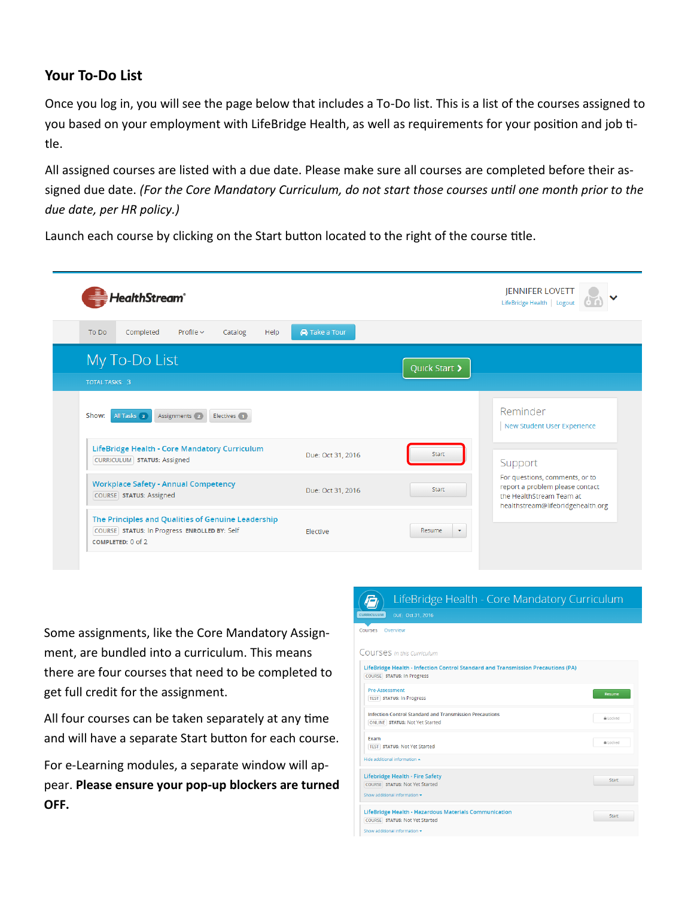## Your To-Do List

Once you log in, you will see the page below that includes a To-Do list. This is a list of the courses assigned to you based on your employment with LifeBridge Health, as well as requirements for your position and job title.

All assigned courses are listed with a due date. Please make sure all courses are completed before their assigned due date. *(For the Core Mandatory Curriculum, do not start those courses until one month prior to the due date, per HR policy.)*

Launch each course by clicking on the Start button located to the right of the course title.

Some assignments, like the Core Mandatory Assignment, are bundled into a curriculum. This means there are four courses that need to be completed to get full credit for the assignment.

All four courses can be taken separately at any time and will have a separate Start button for each course.

For e-Learning modules, a separate window will appear. **Please ensure your pop-up blockers are turned OFF.**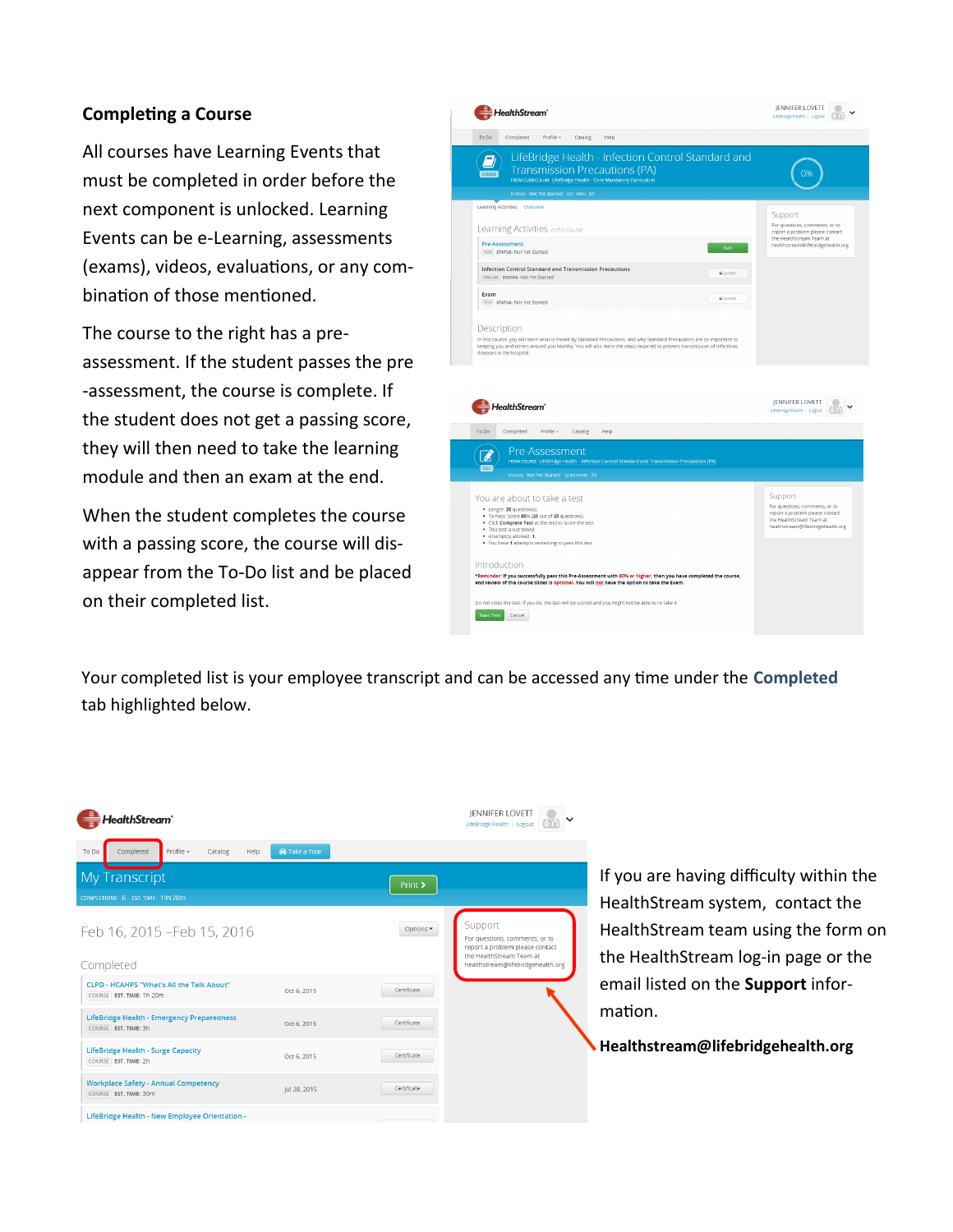## Completing a Course

All courses have Learning Events that must be completed in order before the next component is unlocked. Learning Events can be e-Learning, assessments (exams), videos, evaluations, or any combination of those mentioned.

The course to the right has a pre-assessment. If the student passes the pre-assessment, the course is complete. If the student does not get a passing score, they will then need to take the learning module and then an exam at the end.

When the student completes the course with a passing score, the course will disappear from the To-Do list and be placed on their completed list.

Your completed list is your employee transcript and can be accessed any time under the **Completed** tab highlighted below.

If you are having difficulty within the HealthStream system, contact the HealthStream team using the form on the HealthStream log-in page or the email listed on the **Support** information.

**Healthstream@lifebridgehealth.org**